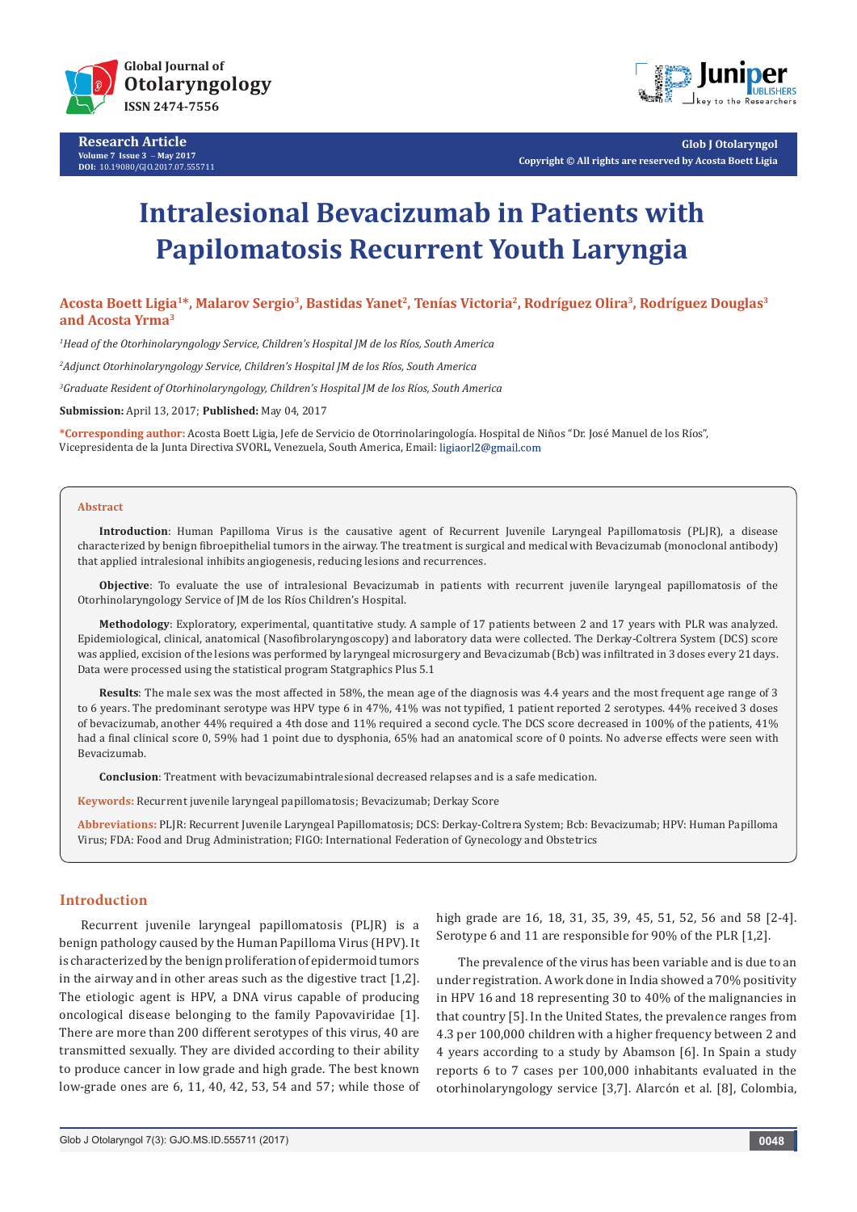Research Article

Volume 7 Issue 3 – May 2017

DOI: 10.19080/GJO.2017.07.555711

Glob J Otolaryngol

Copyright © All rights are reserved by Acosta Boett Ligia

# Intralesional Bevacizumab in Patients with Papilomatosis Recurrent Youth Laryngia

**Acosta Boett Ligia[1]*, Malarov Sergio[3], Bastidas Yanet[2], Tenías Victoria[2], Rodríguez Olira[3], Rodríguez Douglas[3] and Acosta Yrma[3]**

[1]*Head of the Otorhinolaryngology Service, Children's Hospital JM de los Ríos, South America*

[2]*Adjunct Otorhinolaryngology Service, Children's Hospital JM de los Ríos, South America*

[3]*Graduate Resident of Otorhinolaryngology, Children's Hospital JM de los Ríos, South America*

**Submission:** April 13, 2017; **Published:** May 04, 2017

***Corresponding author:** Acosta Boett Ligia, Jefe de Servicio de Otorrinolaringología. Hospital de Niños "Dr. José Manuel de los Ríos", Vicepresidenta de la Junta Directiva SVORL, Venezuela, South America, Email: ligiaorl2@gmail.com

## Abstract

**Introduction**: Human Papilloma Virus is the causative agent of Recurrent Juvenile Laryngeal Papillomatosis (PLJR), a disease characterized by benign fibroepithelial tumors in the airway. The treatment is surgical and medical with Bevacizumab (monoclonal antibody) that applied intralesional inhibits angiogenesis, reducing lesions and recurrences.

**Objective**: To evaluate the use of intralesional Bevacizumab in patients with recurrent juvenile laryngeal papillomatosis of the Otorhinolaryngology Service of JM de los Ríos Children's Hospital.

**Methodology**: Exploratory, experimental, quantitative study. A sample of 17 patients between 2 and 17 years with PLR was analyzed. Epidemiological, clinical, anatomical (Nasofibrolaryngoscopy) and laboratory data were collected. The Derkay-Coltrera System (DCS) score was applied, excision of the lesions was performed by laryngeal microsurgery and Bevacizumab (Bcb) was infiltrated in 3 doses every 21 days. Data were processed using the statistical program Statgraphics Plus 5.1

**Results**: The male sex was the most affected in 58%, the mean age of the diagnosis was 4.4 years and the most frequent age range of 3 to 6 years. The predominant serotype was HPV type 6 in 47%, 41% was not typified, 1 patient reported 2 serotypes. 44% received 3 doses of bevacizumab, another 44% required a 4th dose and 11% required a second cycle. The DCS score decreased in 100% of the patients, 41% had a final clinical score 0, 59% had 1 point due to dysphonia, 65% had an anatomical score of 0 points. No adverse effects were seen with Bevacizumab.

**Conclusion**: Treatment with bevacizumabintralesional decreased relapses and is a safe medication.

**Keywords:** Recurrent juvenile laryngeal papillomatosis; Bevacizumab; Derkay Score

**Abbreviations:** PLJR: Recurrent Juvenile Laryngeal Papillomatosis; DCS: Derkay-Coltrera System; Bcb: Bevacizumab; HPV: Human Papilloma Virus; FDA: Food and Drug Administration; FIGO: International Federation of Gynecology and Obstetrics

## Introduction

Recurrent juvenile laryngeal papillomatosis (PLJR) is a benign pathology caused by the Human Papilloma Virus (HPV). It is characterized by the benign proliferation of epidermoid tumors in the airway and in other areas such as the digestive tract [1,2]. The etiologic agent is HPV, a DNA virus capable of producing oncological disease belonging to the family Papovaviridae [1]. There are more than 200 different serotypes of this virus, 40 are transmitted sexually. They are divided according to their ability to produce cancer in low grade and high grade. The best known low-grade ones are 6, 11, 40, 42, 53, 54 and 57; while those of high grade are 16, 18, 31, 35, 39, 45, 51, 52, 56 and 58 [2-4]. Serotype 6 and 11 are responsible for 90% of the PLR [1,2].

The prevalence of the virus has been variable and is due to an under registration. A work done in India showed a 70% positivity in HPV 16 and 18 representing 30 to 40% of the malignancies in that country [5]. In the United States, the prevalence ranges from 4.3 per 100,000 children with a higher frequency between 2 and 4 years according to a study by Abamson [6]. In Spain a study reports 6 to 7 cases per 100,000 inhabitants evaluated in the otorhinolaryngology service [3,7]. Alarcón et al. [8], Colombia,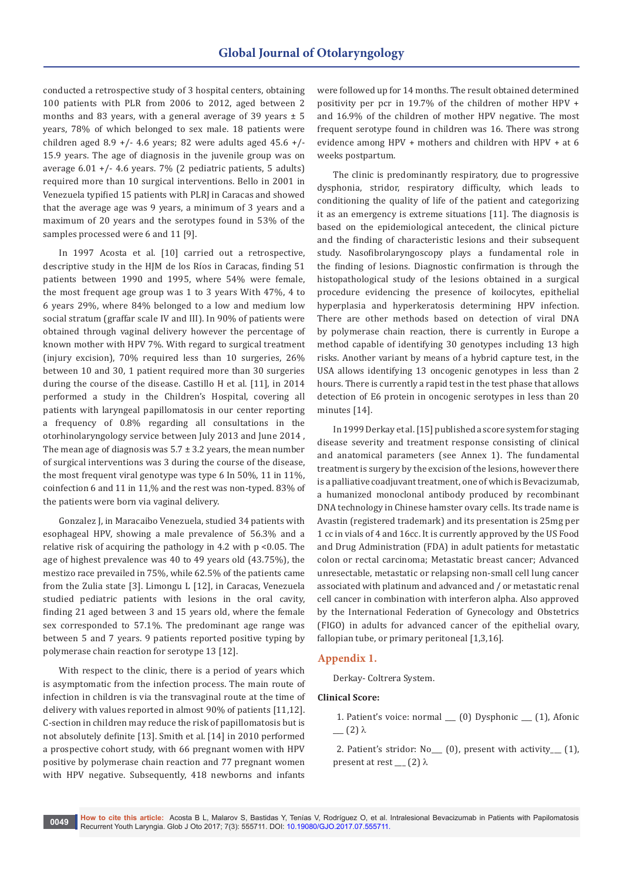conducted a retrospective study of 3 hospital centers, obtaining 100 patients with PLR from 2006 to 2012, aged between 2 months and 83 years, with a general average of 39 years ± 5 years, 78% of which belonged to sex male. 18 patients were children aged 8.9 +/- 4.6 years; 82 were adults aged 45.6 +/- 15.9 years. The age of diagnosis in the juvenile group was on average 6.01 +/- 4.6 years. 7% (2 pediatric patients, 5 adults) required more than 10 surgical interventions. Bello in 2001 in Venezuela typified 15 patients with PLRJ in Caracas and showed that the average age was 9 years, a minimum of 3 years and a maximum of 20 years and the serotypes found in 53% of the samples processed were 6 and 11 [9].

In 1997 Acosta et al. [10] carried out a retrospective, descriptive study in the HJM de los Ríos in Caracas, finding 51 patients between 1990 and 1995, where 54% were female, the most frequent age group was 1 to 3 years With 47%, 4 to 6 years 29%, where 84% belonged to a low and medium low social stratum (graffar scale IV and III). In 90% of patients were obtained through vaginal delivery however the percentage of known mother with HPV 7%. With regard to surgical treatment (injury excision), 70% required less than 10 surgeries, 26% between 10 and 30, 1 patient required more than 30 surgeries during the course of the disease. Castillo H et al. [11], in 2014 performed a study in the Children's Hospital, covering all patients with laryngeal papillomatosis in our center reporting a frequency of 0.8% regarding all consultations in the otorhinolaryngology service between July 2013 and June 2014 , The mean age of diagnosis was 5.7 ± 3.2 years, the mean number of surgical interventions was 3 during the course of the disease, the most frequent viral genotype was type 6 In 50%, 11 in 11%, coinfection 6 and 11 in 11,% and the rest was non-typed. 83% of the patients were born via vaginal delivery.

Gonzalez J, in Maracaibo Venezuela, studied 34 patients with esophageal HPV, showing a male prevalence of 56.3% and a relative risk of acquiring the pathology in 4.2 with $p < 0.05$. The age of highest prevalence was 40 to 49 years old (43.75%), the mestizo race prevailed in 75%, while 62.5% of the patients came from the Zulia state [3]. Limongu L [12], in Caracas, Venezuela studied pediatric patients with lesions in the oral cavity, finding 21 aged between 3 and 15 years old, where the female sex corresponded to 57.1%. The predominant age range was between 5 and 7 years. 9 patients reported positive typing by polymerase chain reaction for serotype 13 [12].

With respect to the clinic, there is a period of years which is asymptomatic from the infection process. The main route of infection in children is via the transvaginal route at the time of delivery with values reported in almost 90% of patients [11,12]. C-section in children may reduce the risk of papillomatosis but is not absolutely definite [13]. Smith et al. [14] in 2010 performed a prospective cohort study, with 66 pregnant women with HPV positive by polymerase chain reaction and 77 pregnant women with HPV negative. Subsequently, 418 newborns and infants were followed up for 14 months. The result obtained determined positivity per pcr in 19.7% of the children of mother HPV + and 16.9% of the children of mother HPV negative. The most frequent serotype found in children was 16. There was strong evidence among HPV + mothers and children with HPV + at 6 weeks postpartum.

The clinic is predominantly respiratory, due to progressive dysphonia, stridor, respiratory difficulty, which leads to conditioning the quality of life of the patient and categorizing it as an emergency is extreme situations [11]. The diagnosis is based on the epidemiological antecedent, the clinical picture and the finding of characteristic lesions and their subsequent study. Nasofibrolaryngoscopy plays a fundamental role in the finding of lesions. Diagnostic confirmation is through the histopathological study of the lesions obtained in a surgical procedure evidencing the presence of koilocytes, epithelial hyperplasia and hyperkeratosis determining HPV infection. There are other methods based on detection of viral DNA by polymerase chain reaction, there is currently in Europe a method capable of identifying 30 genotypes including 13 high risks. Another variant by means of a hybrid capture test, in the USA allows identifying 13 oncogenic genotypes in less than 2 hours. There is currently a rapid test in the test phase that allows detection of E6 protein in oncogenic serotypes in less than 20 minutes [14].

In 1999 Derkay et al. [15] published a score system for staging disease severity and treatment response consisting of clinical and anatomical parameters (see Annex 1). The fundamental treatment is surgery by the excision of the lesions, however there is a palliative coadjuvant treatment, one of which is Bevacizumab, a humanized monoclonal antibody produced by recombinant DNA technology in Chinese hamster ovary cells. Its trade name is Avastin (registered trademark) and its presentation is 25mg per 1 cc in vials of 4 and 16cc. It is currently approved by the US Food and Drug Administration (FDA) in adult patients for metastatic colon or rectal carcinoma; Metastatic breast cancer; Advanced unresectable, metastatic or relapsing non-small cell lung cancer associated with platinum and advanced and / or metastatic renal cell cancer in combination with interferon alpha. Also approved by the International Federation of Gynecology and Obstetrics (FIGO) in adults for advanced cancer of the epithelial ovary, fallopian tube, or primary peritoneal [1,3,16].

## Appendix 1.

Derkay- Coltrera System.

**Clinical Score:**

1. Patient's voice: normal ___ (0) Dysphonic ___ (1), Afonic ___ (2) λ

2. Patient's stridor: No___ (0), present with activity___ (1), present at rest ___ (2) λ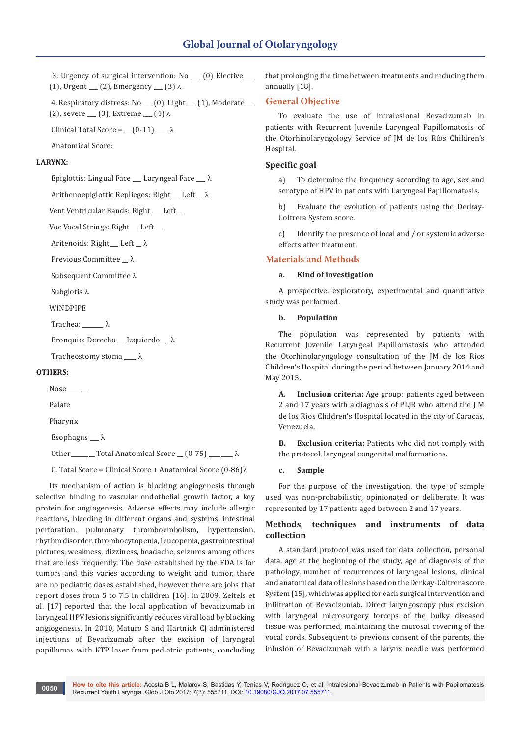3. Urgency of surgical intervention: No ___ (0) Elective___ (1), Urgent ___ (2), Emergency ___ (3) λ

4. Respiratory distress: No ___ (0), Light ___ (1), Moderate ___ (2), severe ___ (3), Extreme ___ (4) λ

Clinical Total Score = __ (0-11) ___ λ

Anatomical Score:

**LARYNX:**

Epiglottis: Lingual Face ___ Laryngeal Face ___ λ

Arithenoepiglottic Replieges: Right___ Left __ λ

Vent Ventricular Bands: Right ___ Left __

Voc Vocal Strings: Right___ Left __

Aritenoids: Right___ Left __ λ

Previous Committee __ λ

Subsequent Committee λ

Subglotis λ

WINDPIPE

Trachea: ______ λ

Bronquio: Derecho___ Izquierdo___ λ

Tracheostomy stoma ___ λ

**OTHERS:**

Nose______

Palate

Pharynx

Esophagus ___ λ

Other_______ Total Anatomical Score __ (0-75) _______ λ

C. Total Score = Clinical Score + Anatomical Score (0-86)λ

Its mechanism of action is blocking angiogenesis through selective binding to vascular endothelial growth factor, a key protein for angiogenesis. Adverse effects may include allergic reactions, bleeding in different organs and systems, intestinal perforation, pulmonary thromboembolism, hypertension, rhythm disorder, thrombocytopenia, leucopenia, gastrointestinal pictures, weakness, dizziness, headache, seizures among others that are less frequently. The dose established by the FDA is for tumors and this varies according to weight and tumor, there are no pediatric doses established, however there are jobs that report doses from 5 to 7.5 in children [16]. In 2009, Zeitels et al. [17] reported that the local application of bevacizumab in laryngeal HPV lesions significantly reduces viral load by blocking angiogenesis. In 2010, Maturo S and Hartnick CJ administered injections of Bevacizumab after the excision of laryngeal papillomas with KTP laser from pediatric patients, concluding that prolonging the time between treatments and reducing them annually [18].

## General Objective

To evaluate the use of intralesional Bevacizumab in patients with Recurrent Juvenile Laryngeal Papillomatosis of the Otorhinolaryngology Service of JM de los Ríos Children's Hospital.

### Specific goal

a) To determine the frequency according to age, sex and serotype of HPV in patients with Laryngeal Papillomatosis.

b) Evaluate the evolution of patients using the Derkay-Coltrera System score.

c) Identify the presence of local and / or systemic adverse effects after treatment.

## Materials and Methods

**a. Kind of investigation**

A prospective, exploratory, experimental and quantitative study was performed.

**b. Population**

The population was represented by patients with Recurrent Juvenile Laryngeal Papillomatosis who attended the Otorhinolaryngology consultation of the JM de los Ríos Children's Hospital during the period between January 2014 and May 2015.

**A. Inclusion criteria:** Age group: patients aged between 2 and 17 years with a diagnosis of PLJR who attend the J M de los Ríos Children's Hospital located in the city of Caracas, Venezuela.

**B. Exclusion criteria:** Patients who did not comply with the protocol, laryngeal congenital malformations.

**c. Sample**

For the purpose of the investigation, the type of sample used was non-probabilistic, opinionated or deliberate. It was represented by 17 patients aged between 2 and 17 years.

### Methods, techniques and instruments of data collection

A standard protocol was used for data collection, personal data, age at the beginning of the study, age of diagnosis of the pathology, number of recurrences of laryngeal lesions, clinical and anatomical data of lesions based on the Derkay-Coltrera score System [15], which was applied for each surgical intervention and infiltration of Bevacizumab. Direct laryngoscopy plus excision with laryngeal microsurgery forceps of the bulky diseased tissue was performed, maintaining the mucosal covering of the vocal cords. Subsequent to previous consent of the parents, the infusion of Bevacizumab with a larynx needle was performed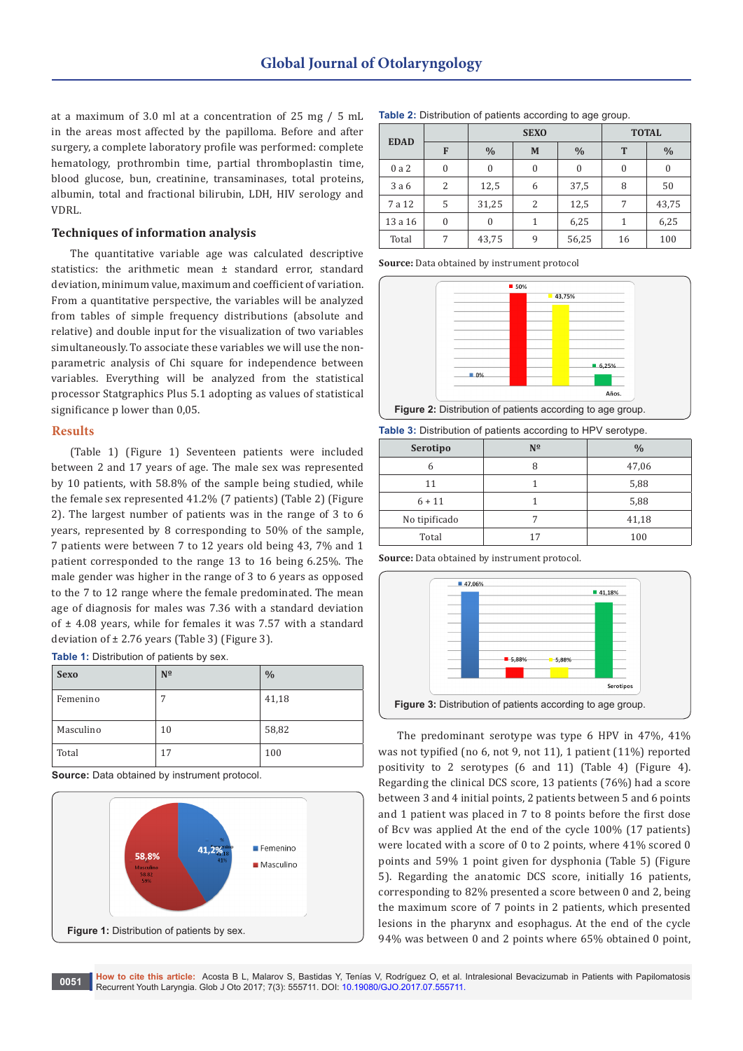at a maximum of 3.0 ml at a concentration of 25 mg / 5 mL in the areas most affected by the papilloma. Before and after surgery, a complete laboratory profile was performed: complete hematology, prothrombin time, partial thromboplastin time, blood glucose, bun, creatinine, transaminases, total proteins, albumin, total and fractional bilirubin, LDH, HIV serology and VDRL.

### Techniques of information analysis

The quantitative variable age was calculated descriptive statistics: the arithmetic mean ± standard error, standard deviation, minimum value, maximum and coefficient of variation. From a quantitative perspective, the variables will be analyzed from tables of simple frequency distributions (absolute and relative) and double input for the visualization of two variables simultaneously. To associate these variables we will use the non-parametric analysis of Chi square for independence between variables. Everything will be analyzed from the statistical processor Statgraphics Plus 5.1 adopting as values of statistical significance p lower than 0,05.

## Results

(Table 1) (Figure 1) Seventeen patients were included between 2 and 17 years of age. The male sex was represented by 10 patients, with 58.8% of the sample being studied, while the female sex represented 41.2% (7 patients) (Table 2) (Figure 2). The largest number of patients was in the range of 3 to 6 years, represented by 8 corresponding to 50% of the sample, 7 patients were between 7 to 12 years old being 43, 7% and 1 patient corresponded to the range 13 to 16 being 6.25%. The male gender was higher in the range of 3 to 6 years as opposed to the 7 to 12 range where the female predominated. The mean age of diagnosis for males was 7.36 with a standard deviation of ± 4.08 years, while for females it was 7.57 with a standard deviation of ± 2.76 years (Table 3) (Figure 3).

**Table 1:** Distribution of patients by sex.

| Sexo | Nº | % |
|---|---|---|
| Femenino | 7 | 41,18 |
| Masculino | 10 | 58,82 |
| Total | 17 | 100 |

**Source:** Data obtained by instrument protocol.

**Figure 1:** Distribution of patients by sex.

**Table 2:** Distribution of patients according to age group.

| EDAD | SEXO | | | | TOTAL | |
|---|---|---|---|---|---|---|
| | F | % | M | % | T | % |
| 0 a 2 | 0 | 0 | 0 | 0 | 0 | 0 |
| 3 a 6 | 2 | 12,5 | 6 | 37,5 | 8 | 50 |
| 7 a 12 | 5 | 31,25 | 2 | 12,5 | 7 | 43,75 |
| 13 a 16 | 0 | 0 | 1 | 6,25 | 1 | 6,25 |
| Total | 7 | 43,75 | 9 | 56,25 | 16 | 100 |

**Source:** Data obtained by instrument protocol

**Figure 2:** Distribution of patients according to age group.

**Table 3:** Distribution of patients according to HPV serotype.

| Serotipo | Nº | % |
|---|---|---|
| 6 | 8 | 47,06 |
| 11 | 1 | 5,88 |
| 6 + 11 | 1 | 5,88 |
| No tipificado | 7 | 41,18 |
| Total | 17 | 100 |

**Source:** Data obtained by instrument protocol.

**Figure 3:** Distribution of patients according to age group.

The predominant serotype was type 6 HPV in 47%, 41% was not typified (no 6, not 9, not 11), 1 patient (11%) reported positivity to 2 serotypes (6 and 11) (Table 4) (Figure 4). Regarding the clinical DCS score, 13 patients (76%) had a score between 3 and 4 initial points, 2 patients between 5 and 6 points and 1 patient was placed in 7 to 8 points before the first dose of Bcv was applied At the end of the cycle 100% (17 patients) were located with a score of 0 to 2 points, where 41% scored 0 points and 59% 1 point given for dysphonia (Table 5) (Figure 5). Regarding the anatomic DCS score, initially 16 patients, corresponding to 82% presented a score between 0 and 2, being the maximum score of 7 points in 2 patients, which presented lesions in the pharynx and esophagus. At the end of the cycle 94% was between 0 and 2 points where 65% obtained 0 point,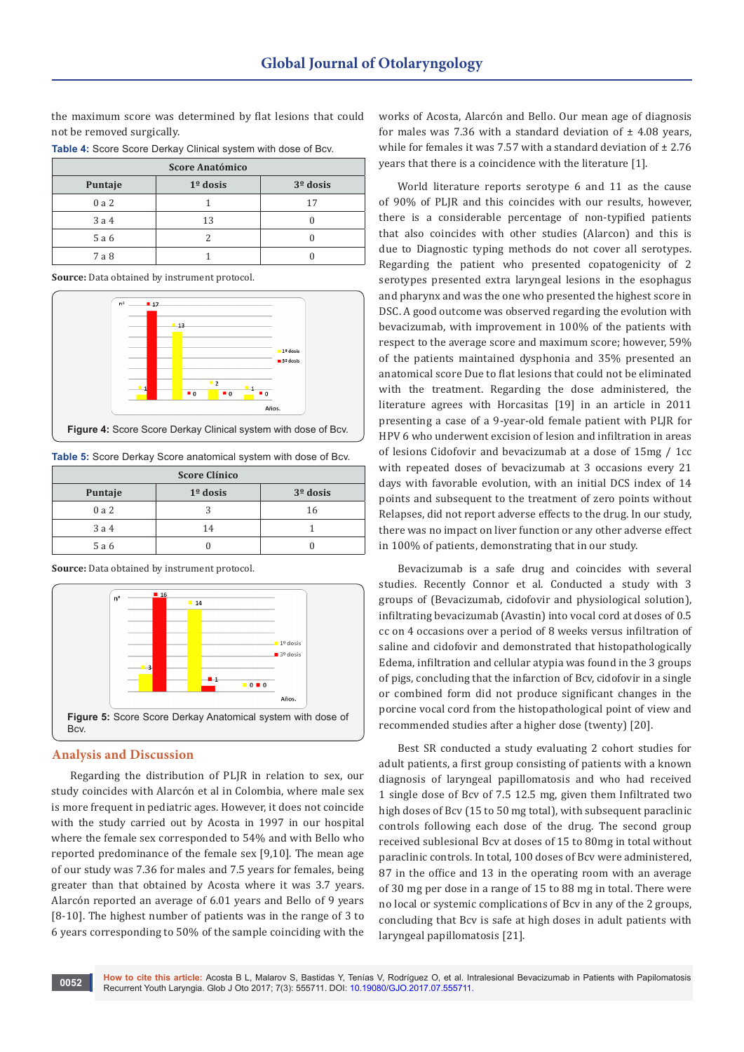the maximum score was determined by flat lesions that could not be removed surgically.

**Table 4:** Score Score Derkay Clinical system with dose of Bcv.

| Score Anatómico | | |
|---|---|---|
| Puntaje | 1º dosis | 3º dosis |
| 0 a 2 | 1 | 17 |
| 3 a 4 | 13 | 0 |
| 5 a 6 | 2 | 0 |
| 7 a 8 | 1 | 0 |

**Source:** Data obtained by instrument protocol.

**Figure 4:** Score Score Derkay Clinical system with dose of Bcv.

**Table 5:** Score Derkay Score anatomical system with dose of Bcv.

| Score Clínico | | |
|---|---|---|
| Puntaje | 1º dosis | 3º dosis |
| 0 a 2 | 3 | 16 |
| 3 a 4 | 14 | 1 |
| 5 a 6 | 0 | 0 |

**Source:** Data obtained by instrument protocol.

**Figure 5:** Score Score Derkay Anatomical system with dose of Bcv.

## Analysis and Discussion

Regarding the distribution of PLJR in relation to sex, our study coincides with Alarcón et al in Colombia, where male sex is more frequent in pediatric ages. However, it does not coincide with the study carried out by Acosta in 1997 in our hospital where the female sex corresponded to 54% and with Bello who reported predominance of the female sex [9,10]. The mean age of our study was 7.36 for males and 7.5 years for females, being greater than that obtained by Acosta where it was 3.7 years. Alarcón reported an average of 6.01 years and Bello of 9 years [8-10]. The highest number of patients was in the range of 3 to 6 years corresponding to 50% of the sample coinciding with the works of Acosta, Alarcón and Bello. Our mean age of diagnosis for males was 7.36 with a standard deviation of ± 4.08 years, while for females it was 7.57 with a standard deviation of ± 2.76 years that there is a coincidence with the literature [1].

World literature reports serotype 6 and 11 as the cause of 90% of PLJR and this coincides with our results, however, there is a considerable percentage of non-typified patients that also coincides with other studies (Alarcon) and this is due to Diagnostic typing methods do not cover all serotypes. Regarding the patient who presented copatogenicity of 2 serotypes presented extra laryngeal lesions in the esophagus and pharynx and was the one who presented the highest score in DSC. A good outcome was observed regarding the evolution with bevacizumab, with improvement in 100% of the patients with respect to the average score and maximum score; however, 59% of the patients maintained dysphonia and 35% presented an anatomical score Due to flat lesions that could not be eliminated with the treatment. Regarding the dose administered, the literature agrees with Horcasitas [19] in an article in 2011 presenting a case of a 9-year-old female patient with PLJR for HPV 6 who underwent excision of lesion and infiltration in areas of lesions Cidofovir and bevacizumab at a dose of 15mg / 1cc with repeated doses of bevacizumab at 3 occasions every 21 days with favorable evolution, with an initial DCS index of 14 points and subsequent to the treatment of zero points without Relapses, did not report adverse effects to the drug. In our study, there was no impact on liver function or any other adverse effect in 100% of patients, demonstrating that in our study.

Bevacizumab is a safe drug and coincides with several studies. Recently Connor et al. Conducted a study with 3 groups of (Bevacizumab, cidofovir and physiological solution), infiltrating bevacizumab (Avastin) into vocal cord at doses of 0.5 cc on 4 occasions over a period of 8 weeks versus infiltration of saline and cidofovir and demonstrated that histopathologically Edema, infiltration and cellular atypia was found in the 3 groups of pigs, concluding that the infarction of Bcv, cidofovir in a single or combined form did not produce significant changes in the porcine vocal cord from the histopathological point of view and recommended studies after a higher dose (twenty) [20].

Best SR conducted a study evaluating 2 cohort studies for adult patients, a first group consisting of patients with a known diagnosis of laryngeal papillomatosis and who had received 1 single dose of Bcv of 7.5 12.5 mg, given them Infiltrated two high doses of Bcv (15 to 50 mg total), with subsequent paraclinic controls following each dose of the drug. The second group received sublesional Bcv at doses of 15 to 80mg in total without paraclinic controls. In total, 100 doses of Bcv were administered, 87 in the office and 13 in the operating room with an average of 30 mg per dose in a range of 15 to 88 mg in total. There were no local or systemic complications of Bcv in any of the 2 groups, concluding that Bcv is safe at high doses in adult patients with laryngeal papillomatosis [21].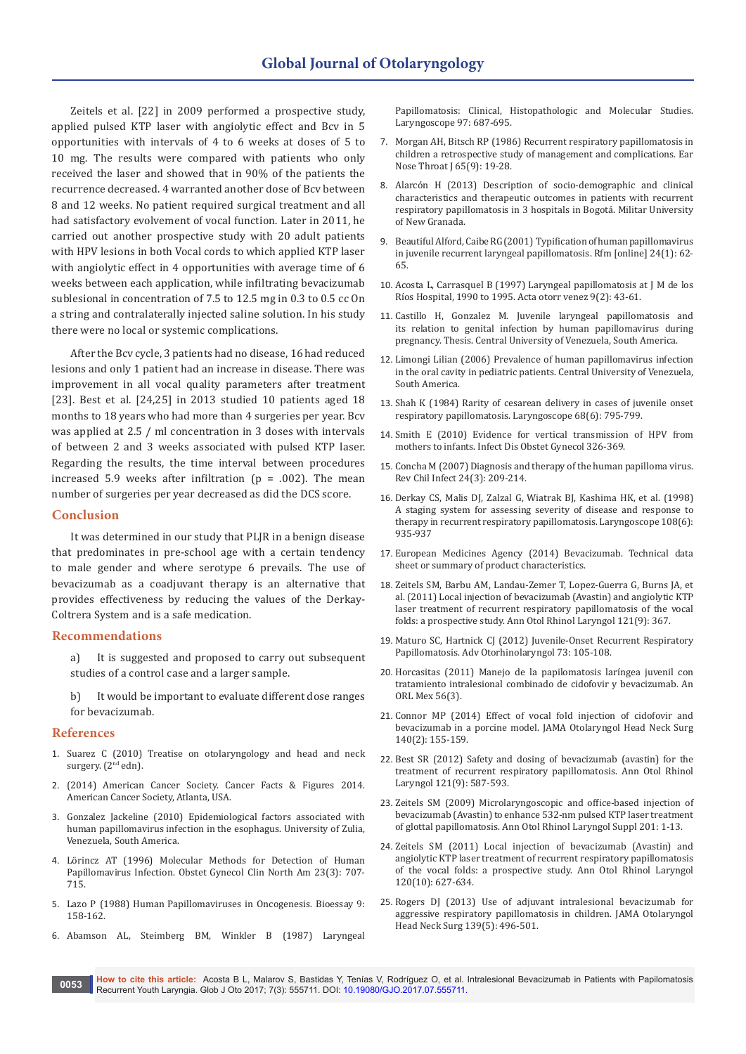Zeitels et al. [22] in 2009 performed a prospective study, applied pulsed KTP laser with angiolytic effect and Bcv in 5 opportunities with intervals of 4 to 6 weeks at doses of 5 to 10 mg. The results were compared with patients who only received the laser and showed that in 90% of the patients the recurrence decreased. 4 warranted another dose of Bcv between 8 and 12 weeks. No patient required surgical treatment and all had satisfactory evolvement of vocal function. Later in 2011, he carried out another prospective study with 20 adult patients with HPV lesions in both Vocal cords to which applied KTP laser with angiolytic effect in 4 opportunities with average time of 6 weeks between each application, while infiltrating bevacizumab sublesional in concentration of 7.5 to 12.5 mg in 0.3 to 0.5 cc On a string and contralaterally injected saline solution. In his study there were no local or systemic complications.

After the Bcv cycle, 3 patients had no disease, 16 had reduced lesions and only 1 patient had an increase in disease. There was improvement in all vocal quality parameters after treatment [23]. Best et al. [24,25] in 2013 studied 10 patients aged 18 months to 18 years who had more than 4 surgeries per year. Bcv was applied at 2.5 / ml concentration in 3 doses with intervals of between 2 and 3 weeks associated with pulsed KTP laser. Regarding the results, the time interval between procedures increased 5.9 weeks after infiltration (p = .002). The mean number of surgeries per year decreased as did the DCS score.

## Conclusion

It was determined in our study that PLJR in a benign disease that predominates in pre-school age with a certain tendency to male gender and where serotype 6 prevails. The use of bevacizumab as a coadjuvant therapy is an alternative that provides effectiveness by reducing the values of the Derkay-Coltrera System and is a safe medication.

## Recommendations

a) It is suggested and proposed to carry out subsequent studies of a control case and a larger sample.

b) It would be important to evaluate different dose ranges for bevacizumab.

## References

1. Suarez C (2010) Treatise on otolaryngology and head and neck surgery. (2nd edn).
2. (2014) American Cancer Society. Cancer Facts & Figures 2014. American Cancer Society, Atlanta, USA.
3. Gonzalez Jackeline (2010) Epidemiological factors associated with human papillomavirus infection in the esophagus. University of Zulia, Venezuela, South America.
4. Lörincz AT (1996) Molecular Methods for Detection of Human Papillomavirus Infection. Obstet Gynecol Clin North Am 23(3): 707-715.
5. Lazo P (1988) Human Papillomaviruses in Oncogenesis. Bioessay 9: 158-162.
6. Abamson AL, Steimberg BM, Winkler B (1987) Laryngeal Papillomatosis: Clinical, Histopathologic and Molecular Studies. Laryngoscope 97: 687-695.
7. Morgan AH, Bitsch RP (1986) Recurrent respiratory papillomatosis in children a retrospective study of management and complications. Ear Nose Throat J 65(9): 19-28.
8. Alarcón H (2013) Description of socio-demographic and clinical characteristics and therapeutic outcomes in patients with recurrent respiratory papillomatosis in 3 hospitals in Bogotá. Militar University of New Granada.
9. Beautiful Alford, Caibe RG (2001) Typification of human papillomavirus in juvenile recurrent laryngeal papillomatosis. Rfm [online] 24(1): 62-65.
10. Acosta L, Carrasquel B (1997) Laryngeal papillomatosis at J M de los Ríos Hospital, 1990 to 1995. Acta otorr venez 9(2): 43-61.
11. Castillo H, Gonzalez M. Juvenile laryngeal papillomatosis and its relation to genital infection by human papillomavirus during pregnancy. Thesis. Central University of Venezuela, South America.
12. Limongi Lilian (2006) Prevalence of human papillomavirus infection in the oral cavity in pediatric patients. Central University of Venezuela, South America.
13. Shah K (1984) Rarity of cesarean delivery in cases of juvenile onset respiratory papillomatosis. Laryngoscope 68(6): 795-799.
14. Smith E (2010) Evidence for vertical transmission of HPV from mothers to infants. Infect Dis Obstet Gynecol 326-369.
15. Concha M (2007) Diagnosis and therapy of the human papilloma virus. Rev Chil Infect 24(3): 209-214.
16. Derkay CS, Malis DJ, Zalzal G, Wiatrak BJ, Kashima HK, et al. (1998) A staging system for assessing severity of disease and response to therapy in recurrent respiratory papillomatosis. Laryngoscope 108(6): 935-937
17. European Medicines Agency (2014) Bevacizumab. Technical data sheet or summary of product characteristics.
18. Zeitels SM, Barbu AM, Landau-Zemer T, Lopez-Guerra G, Burns JA, et al. (2011) Local injection of bevacizumab (Avastin) and angiolytic KTP laser treatment of recurrent respiratory papillomatosis of the vocal folds: a prospective study. Ann Otol Rhinol Laryngol 121(9): 367.
19. Maturo SC, Hartnick CJ (2012) Juvenile-Onset Recurrent Respiratory Papillomatosis. Adv Otorhinolaryngol 73: 105-108.
20. Horcasitas (2011) Manejo de la papilomatosis laríngea juvenil con tratamiento intralesional combinado de cidofovir y bevacizumab. An ORL Mex 56(3).
21. Connor MP (2014) Effect of vocal fold injection of cidofovir and bevacizumab in a porcine model. JAMA Otolaryngol Head Neck Surg 140(2): 155-159.
22. Best SR (2012) Safety and dosing of bevacizumab (avastin) for the treatment of recurrent respiratory papillomatosis. Ann Otol Rhinol Laryngol 121(9): 587-593.
23. Zeitels SM (2009) Microlaryngoscopic and office-based injection of bevacizumab (Avastin) to enhance 532-nm pulsed KTP laser treatment of glottal papillomatosis. Ann Otol Rhinol Laryngol Suppl 201: 1-13.
24. Zeitels SM (2011) Local injection of bevacizumab (Avastin) and angiolytic KTP laser treatment of recurrent respiratory papillomatosis of the vocal folds: a prospective study. Ann Otol Rhinol Laryngol 120(10): 627-634.
25. Rogers DJ (2013) Use of adjuvant intralesional bevacizumab for aggressive respiratory papillomatosis in children. JAMA Otolaryngol Head Neck Surg 139(5): 496-501.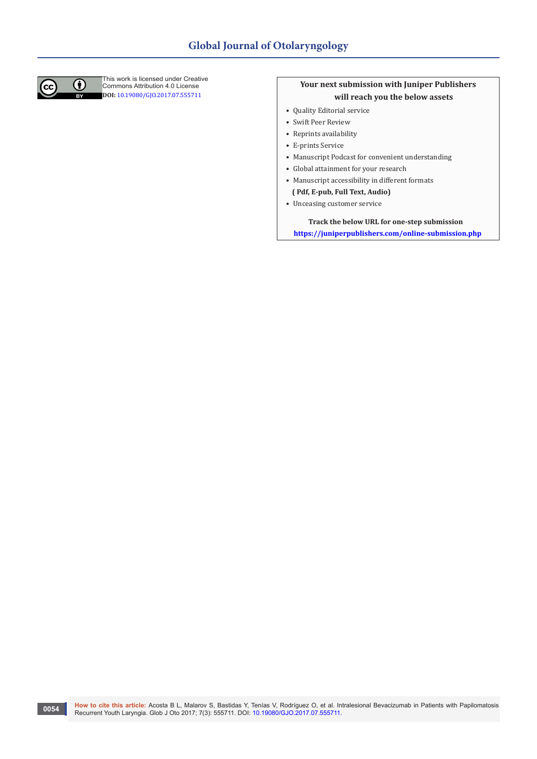This work is licensed under Creative Commons Attribution 4.0 License
**DOI:** 10.19080/GJO.2017.07.555711

**Your next submission with Juniper Publishers will reach you the below assets**

- Quality Editorial service
- Swift Peer Review
- Reprints availability
- E-prints Service
- Manuscript Podcast for convenient understanding
- Global attainment for your research
- Manuscript accessibility in different formats

**( Pdf, E-pub, Full Text, Audio)**

- Unceasing customer service

**Track the below URL for one-step submission**
**https://juniperpublishers.com/online-submission.php**

**How to cite this article:** Acosta B L, Malarov S, Bastidas Y, Tenías V, Rodríguez O, et al. Intralesional Bevacizumab in Patients with Papilomatosis Recurrent Youth Laryngia. Glob J Oto 2017; 7(3): 555711. DOI: 10.19080/GJO.2017.07.555711.